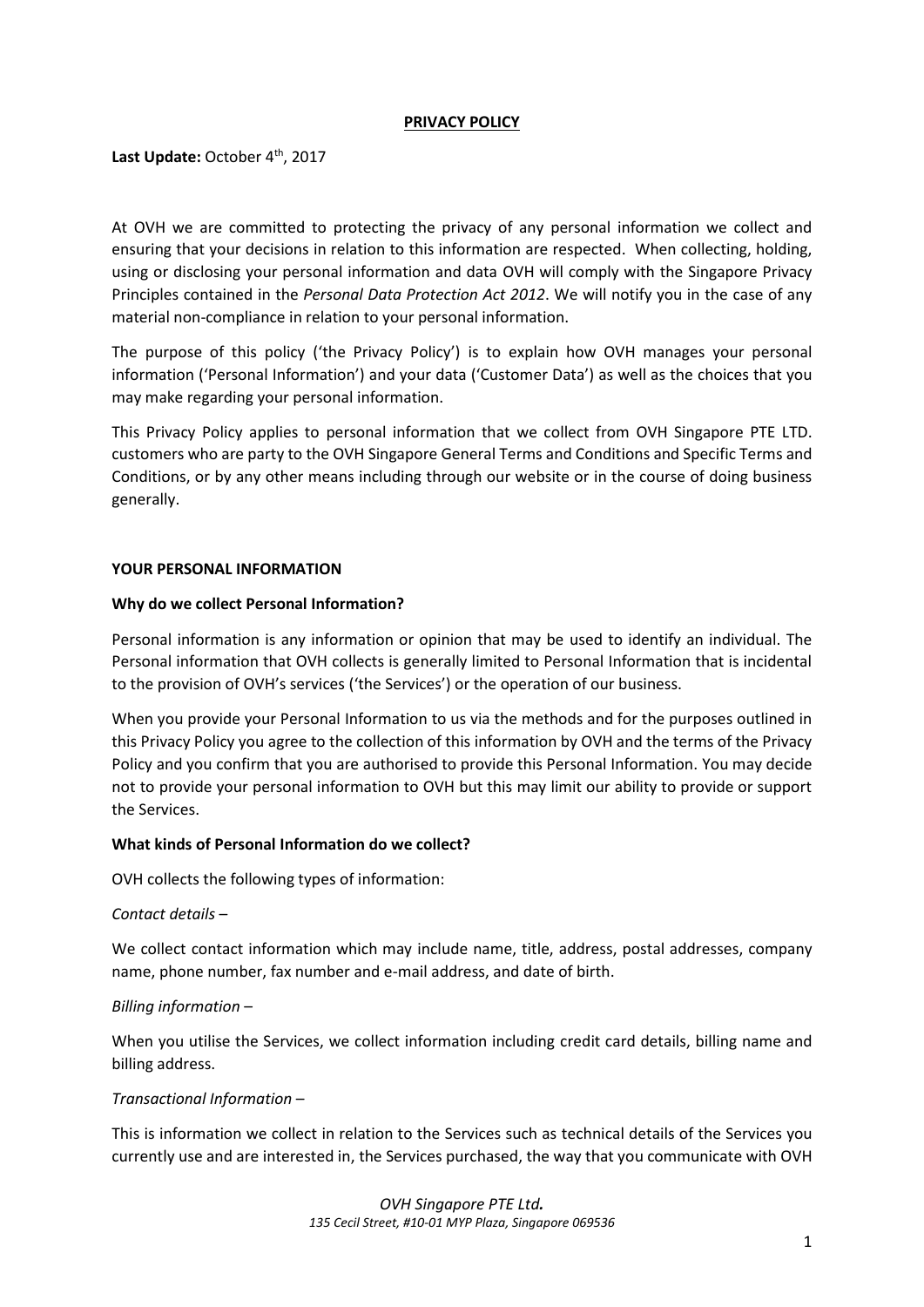# PRIVACY POLICY

**Last Update:** October 4th, 2017

At OVH we are committed to protecting the privacy of any personal information we collect and ensuring that your decisions in relation to this information are respected. When collecting, holding, using or disclosing your personal information and data OVH will comply with the Singapore Privacy Principles contained in the *Personal Data Protection Act 2012*. We will notify you in the case of any material non-compliance in relation to your personal information.

The purpose of this policy ('the Privacy Policy') is to explain how OVH manages your personal information ('Personal Information') and your data ('Customer Data') as well as the choices that you may make regarding your personal information.

This Privacy Policy applies to personal information that we collect from OVH Singapore PTE LTD. customers who are party to the OVH Singapore General Terms and Conditions and Specific Terms and Conditions, or by any other means including through our website or in the course of doing business generally.

## YOUR PERSONAL INFORMATION

### Why do we collect Personal Information?

Personal information is any information or opinion that may be used to identify an individual. The Personal information that OVH collects is generally limited to Personal Information that is incidental to the provision of OVH's services ('the Services') or the operation of our business.

When you provide your Personal Information to us via the methods and for the purposes outlined in this Privacy Policy you agree to the collection of this information by OVH and the terms of the Privacy Policy and you confirm that you are authorised to provide this Personal Information. You may decide not to provide your personal information to OVH but this may limit our ability to provide or support the Services.

### What kinds of Personal Information do we collect?

OVH collects the following types of information:

*Contact details* –

We collect contact information which may include name, title, address, postal addresses, company name, phone number, fax number and e-mail address, and date of birth.

*Billing information* –

When you utilise the Services, we collect information including credit card details, billing name and billing address.

*Transactional Information* –

This is information we collect in relation to the Services such as technical details of the Services you currently use and are interested in, the Services purchased, the way that you communicate with OVH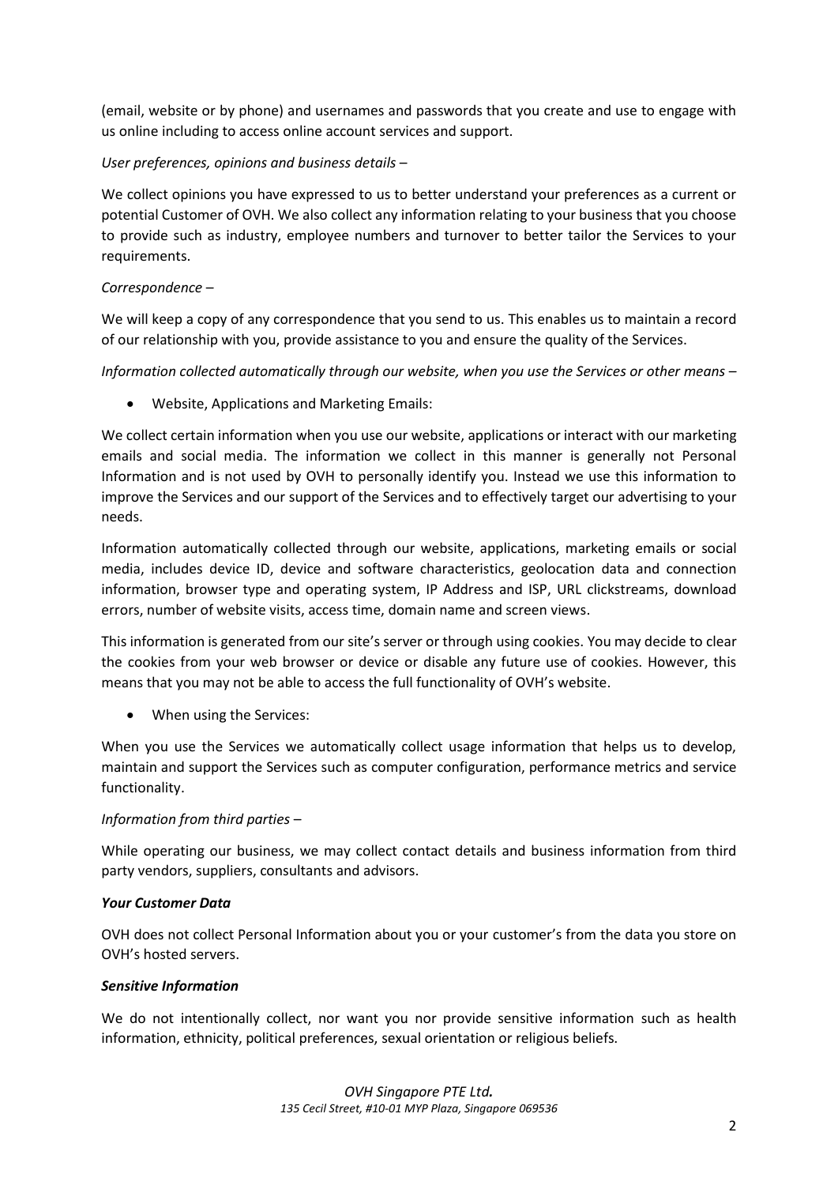(email, website or by phone) and usernames and passwords that you create and use to engage with us online including to access online account services and support.

*User preferences, opinions and business details* –

We collect opinions you have expressed to us to better understand your preferences as a current or potential Customer of OVH. We also collect any information relating to your business that you choose to provide such as industry, employee numbers and turnover to better tailor the Services to your requirements.

*Correspondence* –

We will keep a copy of any correspondence that you send to us. This enables us to maintain a record of our relationship with you, provide assistance to you and ensure the quality of the Services.

*Information collected automatically through our website, when you use the Services or other means* –

- Website, Applications and Marketing Emails:

We collect certain information when you use our website, applications or interact with our marketing emails and social media. The information we collect in this manner is generally not Personal Information and is not used by OVH to personally identify you. Instead we use this information to improve the Services and our support of the Services and to effectively target our advertising to your needs.

Information automatically collected through our website, applications, marketing emails or social media, includes device ID, device and software characteristics, geolocation data and connection information, browser type and operating system, IP Address and ISP, URL clickstreams, download errors, number of website visits, access time, domain name and screen views.

This information is generated from our site's server or through using cookies. You may decide to clear the cookies from your web browser or device or disable any future use of cookies. However, this means that you may not be able to access the full functionality of OVH's website.

- When using the Services:

When you use the Services we automatically collect usage information that helps us to develop, maintain and support the Services such as computer configuration, performance metrics and service functionality.

*Information from third parties* –

While operating our business, we may collect contact details and business information from third party vendors, suppliers, consultants and advisors.

***Your Customer Data***

OVH does not collect Personal Information about you or your customer's from the data you store on OVH's hosted servers.

***Sensitive Information***

We do not intentionally collect, nor want you nor provide sensitive information such as health information, ethnicity, political preferences, sexual orientation or religious beliefs.

*OVH Singapore PTE Ltd.*
*135 Cecil Street, #10-01 MYP Plaza, Singapore 069536*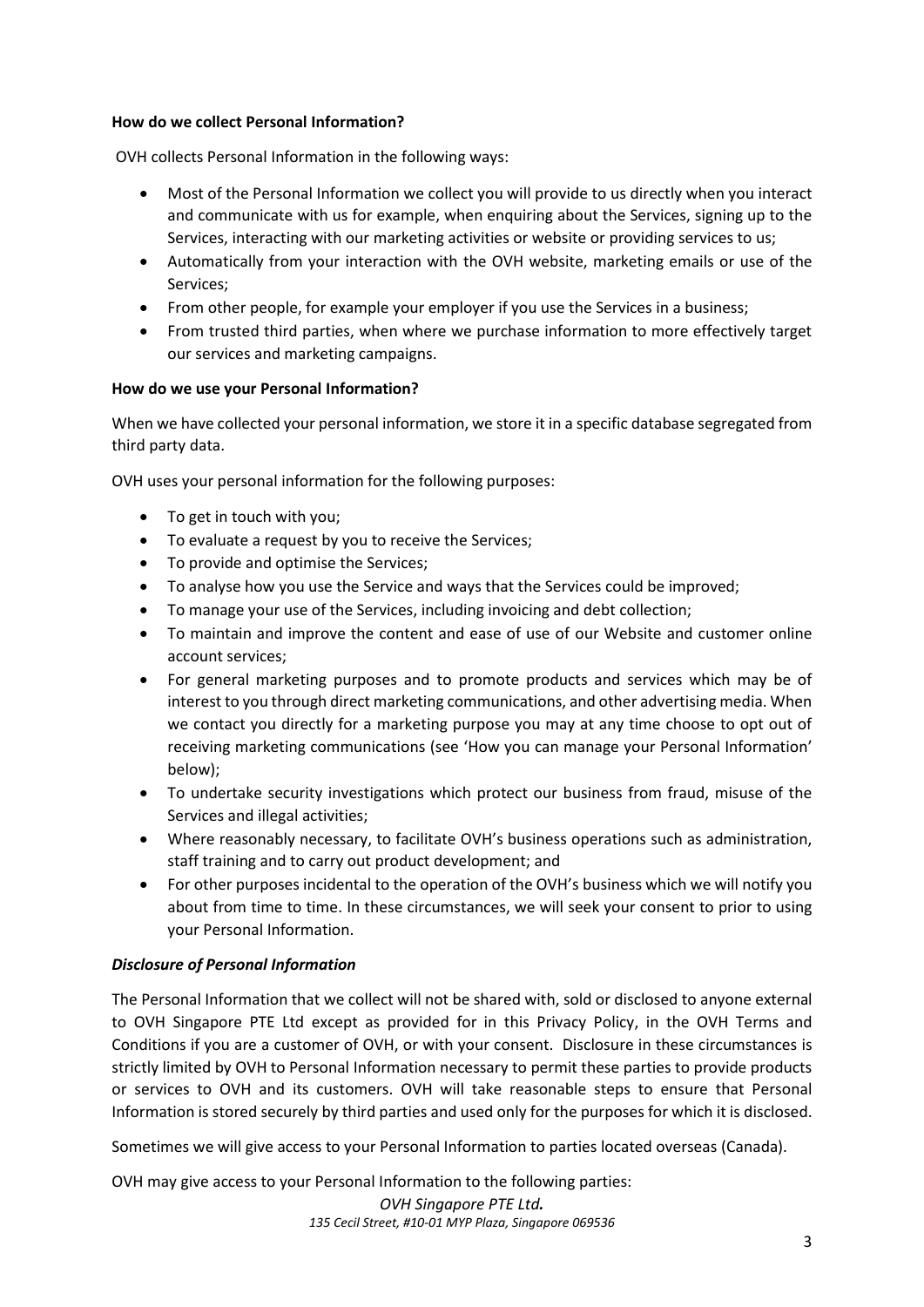**How do we collect Personal Information?**

OVH collects Personal Information in the following ways:

- Most of the Personal Information we collect you will provide to us directly when you interact and communicate with us for example, when enquiring about the Services, signing up to the Services, interacting with our marketing activities or website or providing services to us;
- Automatically from your interaction with the OVH website, marketing emails or use of the Services;
- From other people, for example your employer if you use the Services in a business;
- From trusted third parties, when where we purchase information to more effectively target our services and marketing campaigns.

**How do we use your Personal Information?**

When we have collected your personal information, we store it in a specific database segregated from third party data.

OVH uses your personal information for the following purposes:

- To get in touch with you;
- To evaluate a request by you to receive the Services;
- To provide and optimise the Services;
- To analyse how you use the Service and ways that the Services could be improved;
- To manage your use of the Services, including invoicing and debt collection;
- To maintain and improve the content and ease of use of our Website and customer online account services;
- For general marketing purposes and to promote products and services which may be of interest to you through direct marketing communications, and other advertising media. When we contact you directly for a marketing purpose you may at any time choose to opt out of receiving marketing communications (see 'How you can manage your Personal Information' below);
- To undertake security investigations which protect our business from fraud, misuse of the Services and illegal activities;
- Where reasonably necessary, to facilitate OVH's business operations such as administration, staff training and to carry out product development; and
- For other purposes incidental to the operation of the OVH's business which we will notify you about from time to time. In these circumstances, we will seek your consent to prior to using your Personal Information.

***Disclosure of Personal Information***

The Personal Information that we collect will not be shared with, sold or disclosed to anyone external to OVH Singapore PTE Ltd except as provided for in this Privacy Policy, in the OVH Terms and Conditions if you are a customer of OVH, or with your consent. Disclosure in these circumstances is strictly limited by OVH to Personal Information necessary to permit these parties to provide products or services to OVH and its customers. OVH will take reasonable steps to ensure that Personal Information is stored securely by third parties and used only for the purposes for which it is disclosed.

Sometimes we will give access to your Personal Information to parties located overseas (Canada).

OVH may give access to your Personal Information to the following parties: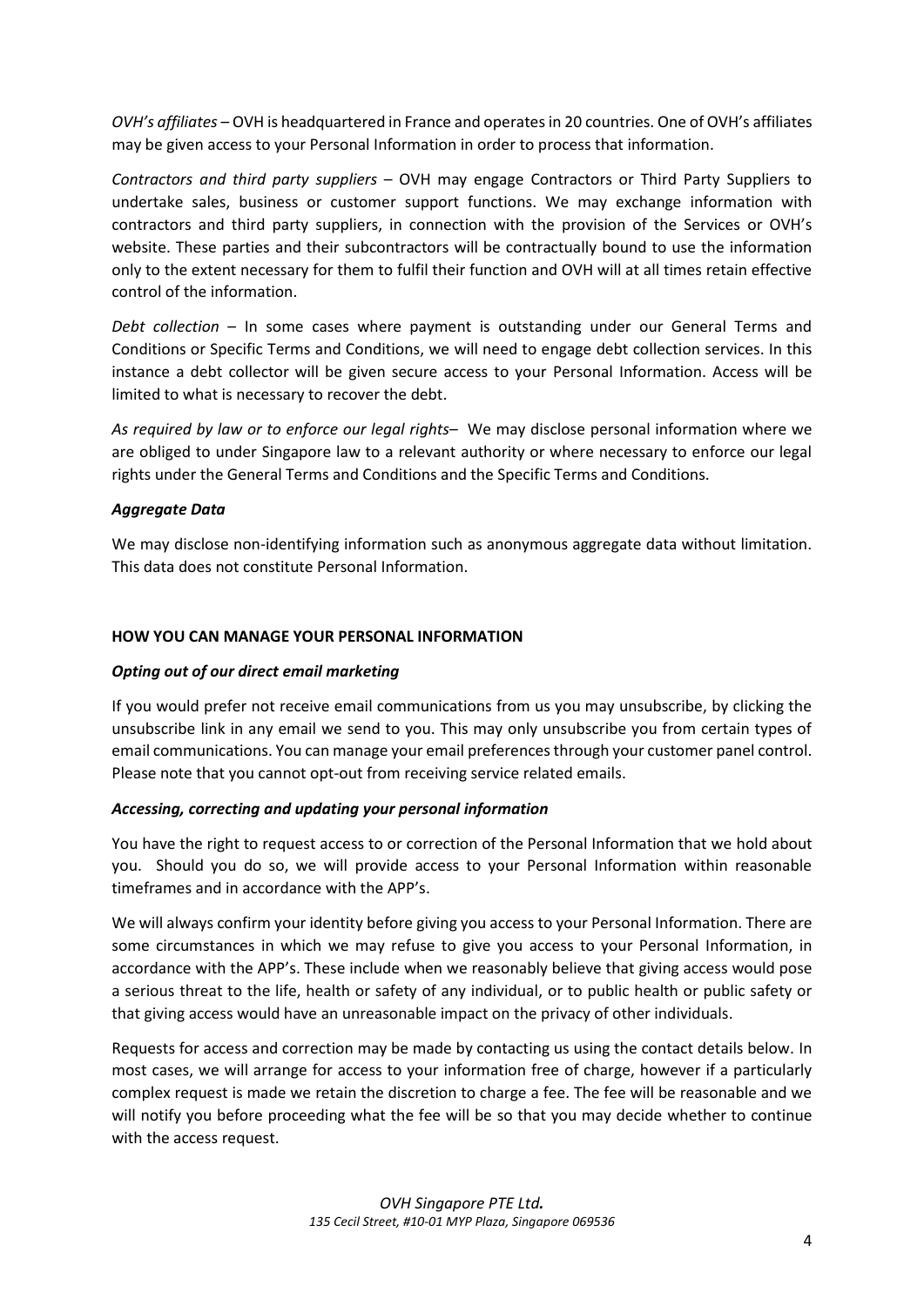*OVH's affiliates* – OVH is headquartered in France and operates in 20 countries. One of OVH's affiliates may be given access to your Personal Information in order to process that information.

*Contractors and third party suppliers* – OVH may engage Contractors or Third Party Suppliers to undertake sales, business or customer support functions. We may exchange information with contractors and third party suppliers, in connection with the provision of the Services or OVH's website. These parties and their subcontractors will be contractually bound to use the information only to the extent necessary for them to fulfil their function and OVH will at all times retain effective control of the information.

*Debt collection* – In some cases where payment is outstanding under our General Terms and Conditions or Specific Terms and Conditions, we will need to engage debt collection services. In this instance a debt collector will be given secure access to your Personal Information. Access will be limited to what is necessary to recover the debt.

*As required by law or to enforce our legal rights*– We may disclose personal information where we are obliged to under Singapore law to a relevant authority or where necessary to enforce our legal rights under the General Terms and Conditions and the Specific Terms and Conditions.

***Aggregate Data***

We may disclose non-identifying information such as anonymous aggregate data without limitation. This data does not constitute Personal Information.

**HOW YOU CAN MANAGE YOUR PERSONAL INFORMATION**

***Opting out of our direct email marketing***

If you would prefer not receive email communications from us you may unsubscribe, by clicking the unsubscribe link in any email we send to you. This may only unsubscribe you from certain types of email communications. You can manage your email preferences through your customer panel control. Please note that you cannot opt-out from receiving service related emails.

***Accessing, correcting and updating your personal information***

You have the right to request access to or correction of the Personal Information that we hold about you. Should you do so, we will provide access to your Personal Information within reasonable timeframes and in accordance with the APP's.

We will always confirm your identity before giving you access to your Personal Information. There are some circumstances in which we may refuse to give you access to your Personal Information, in accordance with the APP's. These include when we reasonably believe that giving access would pose a serious threat to the life, health or safety of any individual, or to public health or public safety or that giving access would have an unreasonable impact on the privacy of other individuals.

Requests for access and correction may be made by contacting us using the contact details below. In most cases, we will arrange for access to your information free of charge, however if a particularly complex request is made we retain the discretion to charge a fee. The fee will be reasonable and we will notify you before proceeding what the fee will be so that you may decide whether to continue with the access request.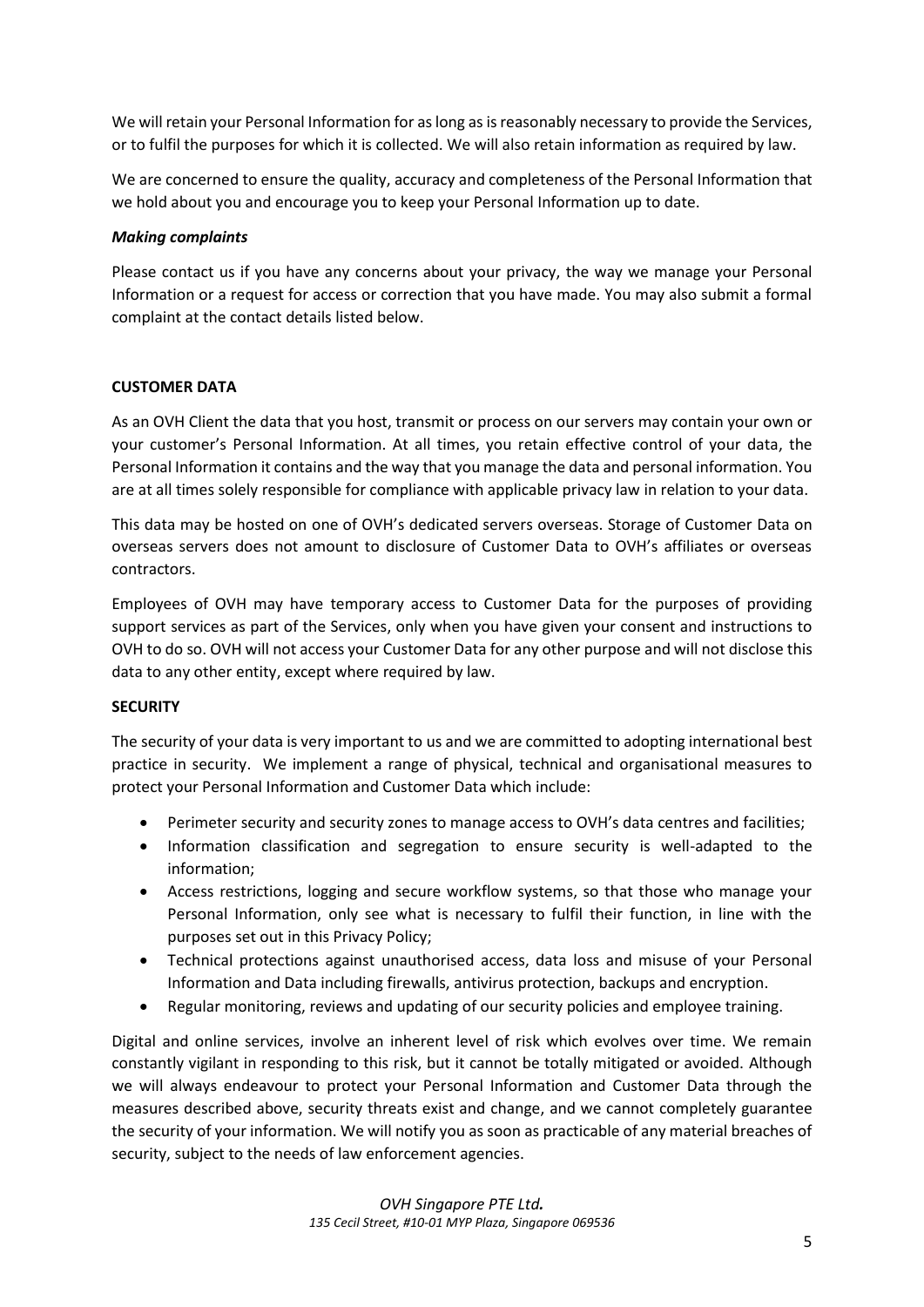We will retain your Personal Information for as long as is reasonably necessary to provide the Services, or to fulfil the purposes for which it is collected. We will also retain information as required by law.

We are concerned to ensure the quality, accuracy and completeness of the Personal Information that we hold about you and encourage you to keep your Personal Information up to date.

***Making complaints***

Please contact us if you have any concerns about your privacy, the way we manage your Personal Information or a request for access or correction that you have made. You may also submit a formal complaint at the contact details listed below.

**CUSTOMER DATA**

As an OVH Client the data that you host, transmit or process on our servers may contain your own or your customer's Personal Information. At all times, you retain effective control of your data, the Personal Information it contains and the way that you manage the data and personal information. You are at all times solely responsible for compliance with applicable privacy law in relation to your data.

This data may be hosted on one of OVH's dedicated servers overseas. Storage of Customer Data on overseas servers does not amount to disclosure of Customer Data to OVH's affiliates or overseas contractors.

Employees of OVH may have temporary access to Customer Data for the purposes of providing support services as part of the Services, only when you have given your consent and instructions to OVH to do so. OVH will not access your Customer Data for any other purpose and will not disclose this data to any other entity, except where required by law.

**SECURITY**

The security of your data is very important to us and we are committed to adopting international best practice in security. We implement a range of physical, technical and organisational measures to protect your Personal Information and Customer Data which include:

- Perimeter security and security zones to manage access to OVH's data centres and facilities;
- Information classification and segregation to ensure security is well-adapted to the information;
- Access restrictions, logging and secure workflow systems, so that those who manage your Personal Information, only see what is necessary to fulfil their function, in line with the purposes set out in this Privacy Policy;
- Technical protections against unauthorised access, data loss and misuse of your Personal Information and Data including firewalls, antivirus protection, backups and encryption.
- Regular monitoring, reviews and updating of our security policies and employee training.

Digital and online services, involve an inherent level of risk which evolves over time. We remain constantly vigilant in responding to this risk, but it cannot be totally mitigated or avoided. Although we will always endeavour to protect your Personal Information and Customer Data through the measures described above, security threats exist and change, and we cannot completely guarantee the security of your information. We will notify you as soon as practicable of any material breaches of security, subject to the needs of law enforcement agencies.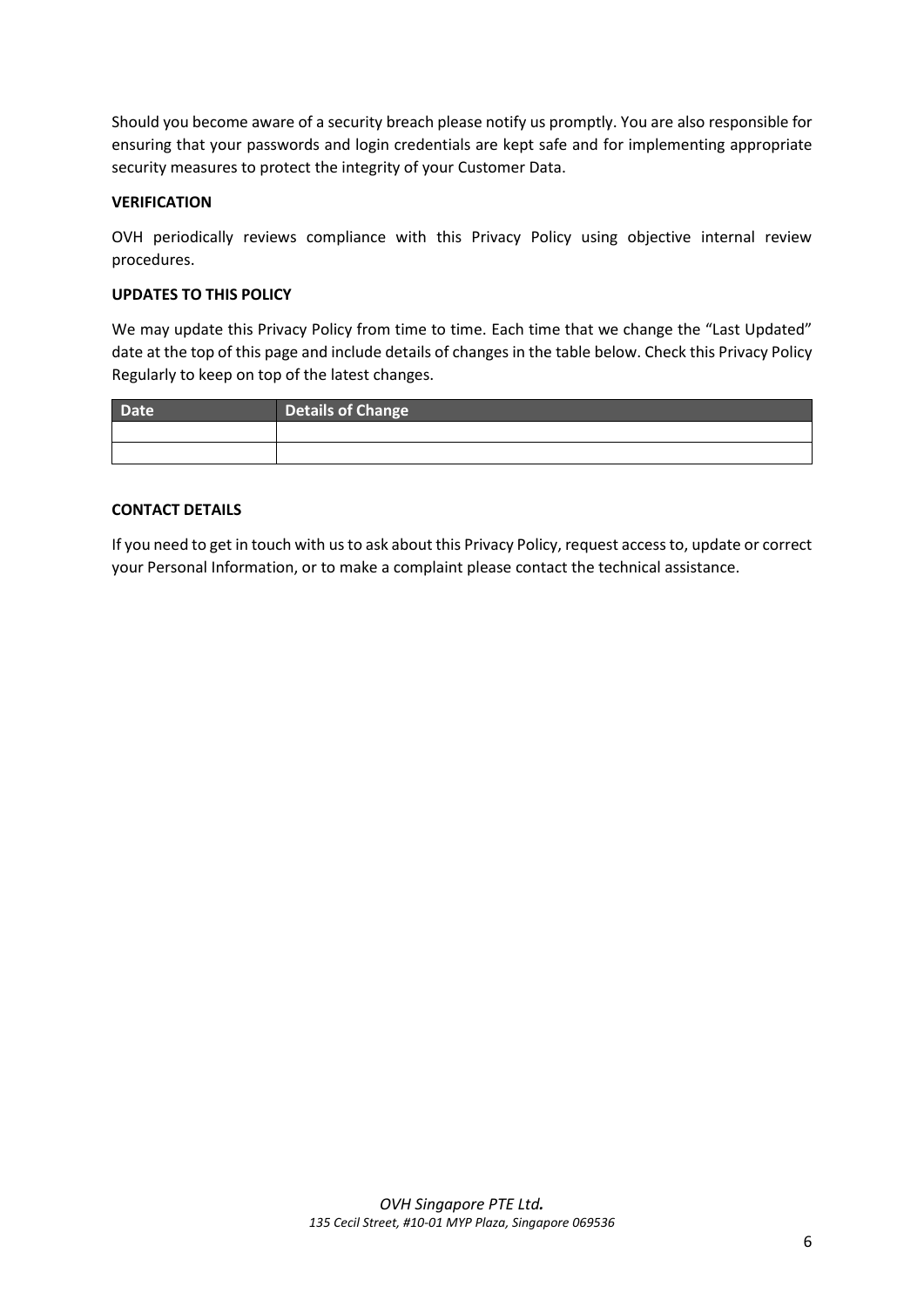Should you become aware of a security breach please notify us promptly. You are also responsible for ensuring that your passwords and login credentials are kept safe and for implementing appropriate security measures to protect the integrity of your Customer Data.

**VERIFICATION**

OVH periodically reviews compliance with this Privacy Policy using objective internal review procedures.

**UPDATES TO THIS POLICY**

We may update this Privacy Policy from time to time. Each time that we change the "Last Updated" date at the top of this page and include details of changes in the table below. Check this Privacy Policy Regularly to keep on top of the latest changes.

| Date | Details of Change |
| --- | --- |
| | |
| | |

**CONTACT DETAILS**

If you need to get in touch with us to ask about this Privacy Policy, request access to, update or correct your Personal Information, or to make a complaint please contact the technical assistance.

*OVH Singapore PTE Ltd.*
*135 Cecil Street, #10-01 MYP Plaza, Singapore 069536*